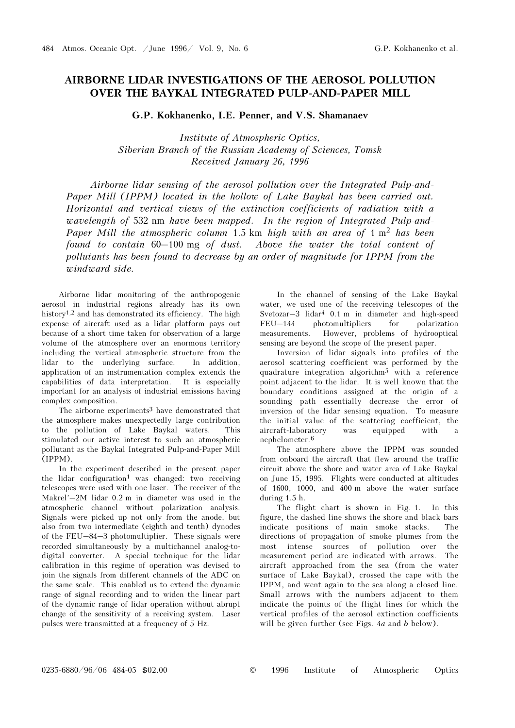# AIRBORNE LIDAR INVESTIGATIONS OF THE AEROSOL POLLUTION OVER THE BAYKAL INTEGRATED PULP-AND-PAPER MILL

**G.P. Kokhanenko, I.E. Penner, and V.S. Shamanaev**

*Institute of Atmospheric Optics,*
*Siberian Branch of the Russian Academy of Sciences, Tomsk*
*Received January 26, 1996*

*Airborne lidar sensing of the aerosol pollution over the Integrated Pulp-and-Paper Mill (IPPM) located in the hollow of Lake Baykal has been carried out. Horizontal and vertical views of the extinction coefficients of radiation with a wavelength of* 532 nm *have been mapped. In the region of Integrated Pulp-and-Paper Mill the atmospheric column* 1.5 km *high with an area of* 1 m$^2$ *has been found to contain* 60–100 mg *of dust. Above the water the total content of pollutants has been found to decrease by an order of magnitude for IPPM from the windward side.*

Airborne lidar monitoring of the anthropogenic aerosol in industrial regions already has its own history[1,2] and has demonstrated its efficiency. The high expense of aircraft used as a lidar platform pays out because of a short time taken for observation of a large volume of the atmosphere over an enormous territory including the vertical atmospheric structure from the lidar to the underlying surface. In addition, application of an instrumentation complex extends the capabilities of data interpretation. It is especially important for an analysis of industrial emissions having complex composition.

The airborne experiments[3] have demonstrated that the atmosphere makes unexpectedly large contribution to the pollution of Lake Baykal waters. This stimulated our active interest to such an atmospheric pollutant as the Baykal Integrated Pulp-and-Paper Mill (IPPM).

In the experiment described in the present paper the lidar configuration[1] was changed: two receiving telescopes were used with one laser. The receiver of the Makrel'–2M lidar 0.2 m in diameter was used in the atmospheric channel without polarization analysis. Signals were picked up not only from the anode, but also from two intermediate (eighth and tenth) dynodes of the FEU–84–3 photomultiplier. These signals were recorded simultaneously by a multichannel analog-to-digital converter. A special technique for the lidar calibration in this regime of operation was devised to join the signals from different channels of the ADC on the same scale. This enabled us to extend the dynamic range of signal recording and to widen the linear part of the dynamic range of lidar operation without abrupt change of the sensitivity of a receiving system. Laser pulses were transmitted at a frequency of 5 Hz.

In the channel of sensing of the Lake Baykal water, we used one of the receiving telescopes of the Svetozar–3 lidar[4] 0.1 m in diameter and high-speed FEU–144 photomultipliers for polarization measurements. However, problems of hydrooptical sensing are beyond the scope of the present paper.

Inversion of lidar signals into profiles of the aerosol scattering coefficient was performed by the quadrature integration algorithm[5] with a reference point adjacent to the lidar. It is well known that the boundary conditions assigned at the origin of a sounding path essentially decrease the error of inversion of the lidar sensing equation. To measure the initial value of the scattering coefficient, the aircraft-laboratory was equipped with a nephelometer.[6]

The atmosphere above the IPPM was sounded from onboard the aircraft that flew around the traffic circuit above the shore and water area of Lake Baykal on June 15, 1995. Flights were conducted at altitudes of 1600, 1000, and 400 m above the water surface during 1.5 h.

The flight chart is shown in Fig. 1. In this figure, the dashed line shows the shore and black bars indicate positions of main smoke stacks. The directions of propagation of smoke plumes from the most intense sources of pollution over the measurement period are indicated with arrows. The aircraft approached from the sea (from the water surface of Lake Baykal), crossed the cape with the IPPM, and went again to the sea along a closed line. Small arrows with the numbers adjacent to them indicate the points of the flight lines for which the vertical profiles of the aerosol extinction coefficients will be given further (see Figs. 4*a* and *b* below).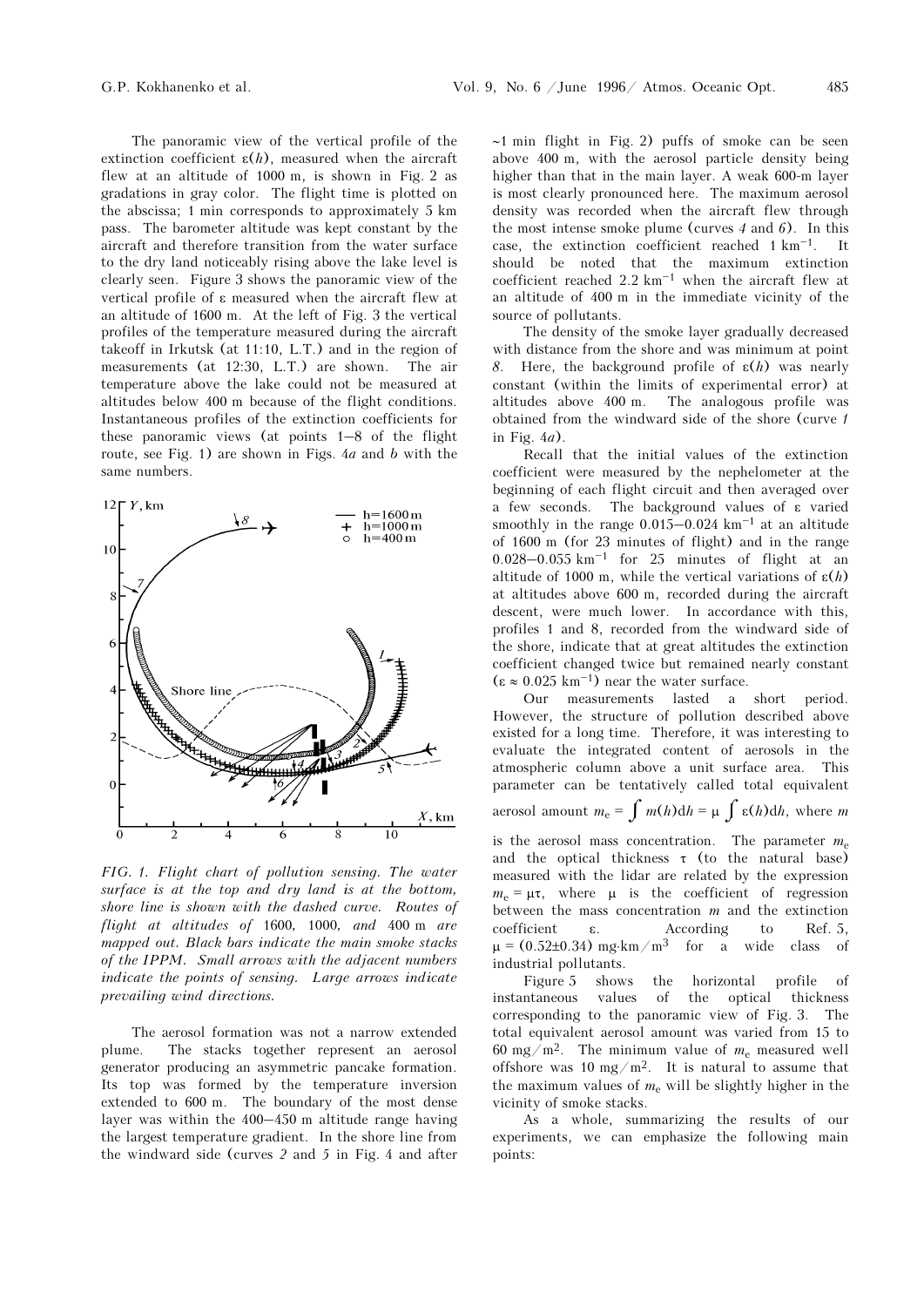The panoramic view of the vertical profile of the extinction coefficient $\varepsilon(h)$, measured when the aircraft flew at an altitude of 1000 m, is shown in Fig. 2 as gradations in gray color. The flight time is plotted on the abscissa; 1 min corresponds to approximately 5 km pass. The barometer altitude was kept constant by the aircraft and therefore transition from the water surface to the dry land noticeably rising above the lake level is clearly seen. Figure 3 shows the panoramic view of the vertical profile of $\varepsilon$ measured when the aircraft flew at an altitude of 1600 m. At the left of Fig. 3 the vertical profiles of the temperature measured during the aircraft takeoff in Irkutsk (at 11:10, L.T.) and in the region of measurements (at 12:30, L.T.) are shown. The air temperature above the lake could not be measured at altitudes below 400 m because of the flight conditions. Instantaneous profiles of the extinction coefficients for these panoramic views (at points 1–8 of the flight route, see Fig. 1) are shown in Figs. 4*a* and *b* with the same numbers.

*FIG. 1. Flight chart of pollution sensing. The water surface is at the top and dry land is at the bottom, shore line is shown with the dashed curve. Routes of flight at altitudes of* 1600, 1000, *and* 400 m *are mapped out. Black bars indicate the main smoke stacks of the IPPM. Small arrows with the adjacent numbers indicate the points of sensing. Large arrows indicate prevailing wind directions.*

The aerosol formation was not a narrow extended plume. The stacks together represent an aerosol generator producing an asymmetric pancake formation. Its top was formed by the temperature inversion extended to 600 m. The boundary of the most dense layer was within the 400–450 m altitude range having the largest temperature gradient. In the shore line from the windward side (curves *2* and *5* in Fig. 4 and after ~1 min flight in Fig. 2) puffs of smoke can be seen above 400 m, with the aerosol particle density being higher than that in the main layer. A weak 600-m layer is most clearly pronounced here. The maximum aerosol density was recorded when the aircraft flew through the most intense smoke plume (curves *4* and *6*). In this case, the extinction coefficient reached 1 km$^{-1}$. It should be noted that the maximum extinction coefficient reached 2.2 km$^{-1}$ when the aircraft flew at an altitude of 400 m in the immediate vicinity of the source of pollutants.

The density of the smoke layer gradually decreased with distance from the shore and was minimum at point *8*. Here, the background profile of $\varepsilon(h)$ was nearly constant (within the limits of experimental error) at altitudes above 400 m. The analogous profile was obtained from the windward side of the shore (curve *1* in Fig. 4*a*).

Recall that the initial values of the extinction coefficient were measured by the nephelometer at the beginning of each flight circuit and then averaged over a few seconds. The background values of $\varepsilon$ varied smoothly in the range 0.015–0.024 km$^{-1}$ at an altitude of 1600 m (for 23 minutes of flight) and in the range 0.028–0.055 km$^{-1}$ for 25 minutes of flight at an altitude of 1000 m, while the vertical variations of $\varepsilon(h)$ at altitudes above 600 m, recorded during the aircraft descent, were much lower. In accordance with this, profiles 1 and 8, recorded from the windward side of the shore, indicate that at great altitudes the extinction coefficient changed twice but remained nearly constant ($\varepsilon \approx 0.025$ km$^{-1}$) near the water surface.

Our measurements lasted a short period. However, the structure of pollution described above existed for a long time. Therefore, it was interesting to evaluate the integrated content of aerosols in the atmospheric column above a unit surface area. This parameter can be tentatively called total equivalent aerosol amount $m_e = \int m(h)\mathrm{d}h = \mu \int \varepsilon(h)\mathrm{d}h$, where $m$ is the aerosol mass concentration. The parameter $m_e$ and the optical thickness $\tau$ (to the natural base) measured with the lidar are related by the expression $m_e = \mu\tau$, where $\mu$ is the coefficient of regression between the mass concentration $m$ and the extinction coefficient $\varepsilon$. According to Ref. 5, $\mu = (0.52 \pm 0.34)$ mg·km/m$^3$ for a wide class of industrial pollutants.

Figure 5 shows the horizontal profile of instantaneous values of the optical thickness corresponding to the panoramic view of Fig. 3. The total equivalent aerosol amount was varied from 15 to 60 mg/m$^2$. The minimum value of $m_e$ measured well offshore was 10 mg/m$^2$. It is natural to assume that the maximum values of $m_e$ will be slightly higher in the vicinity of smoke stacks.

As a whole, summarizing the results of our experiments, we can emphasize the following main points: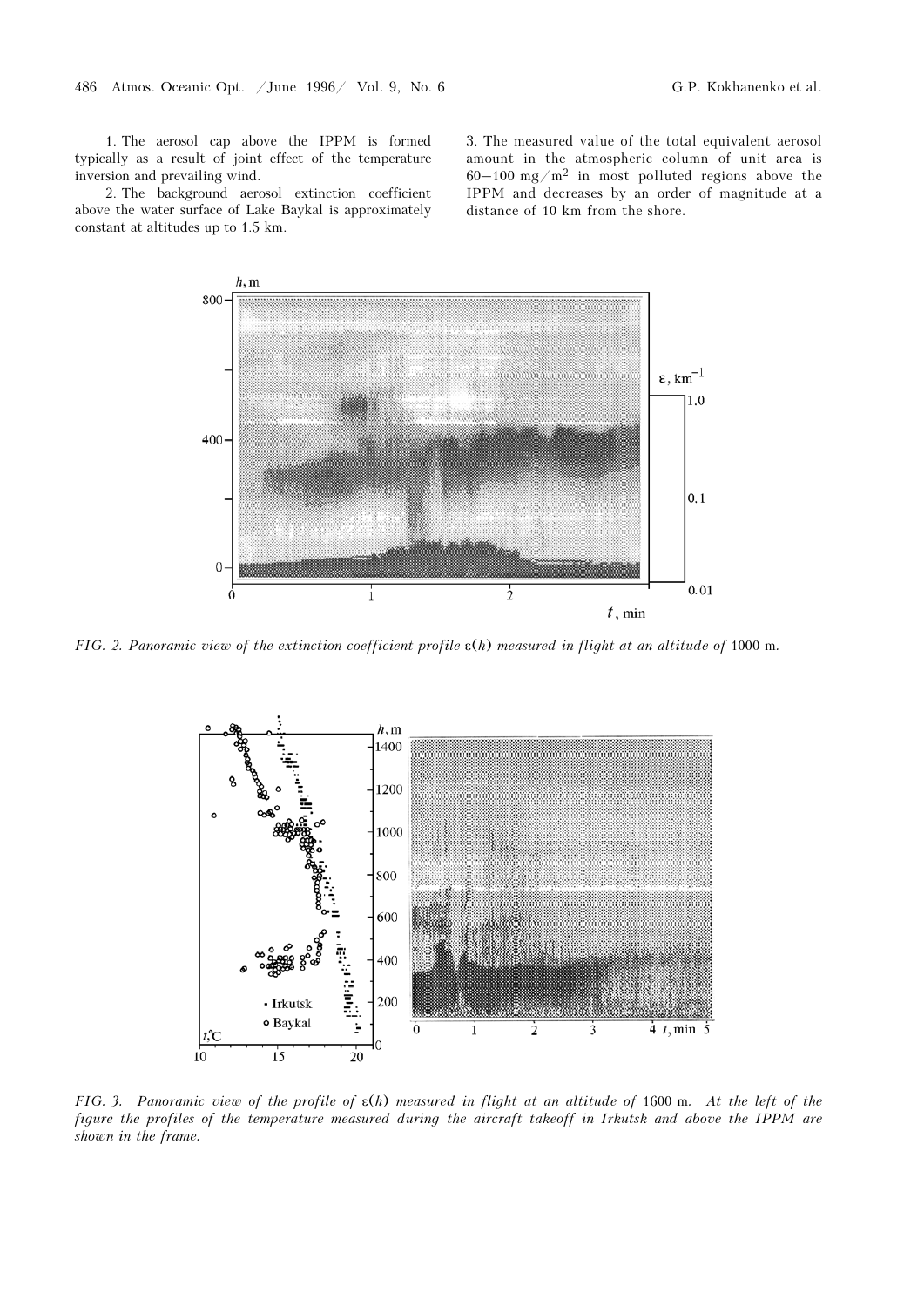1. The aerosol cap above the IPPM is formed typically as a result of joint effect of the temperature inversion and prevailing wind.

2. The background aerosol extinction coefficient above the water surface of Lake Baykal is approximately constant at altitudes up to 1.5 km.

3. The measured value of the total equivalent aerosol amount in the atmospheric column of unit area is 60–100 mg/m$^2$ in most polluted regions above the IPPM and decreases by an order of magnitude at a distance of 10 km from the shore.

*FIG. 2. Panoramic view of the extinction coefficient profile $\varepsilon(h)$ measured in flight at an altitude of* 1000 m.

*FIG. 3. Panoramic view of the profile of $\varepsilon(h)$ measured in flight at an altitude of* 1600 m. *At the left of the figure the profiles of the temperature measured during the aircraft takeoff in Irkutsk and above the IPPM are shown in the frame.*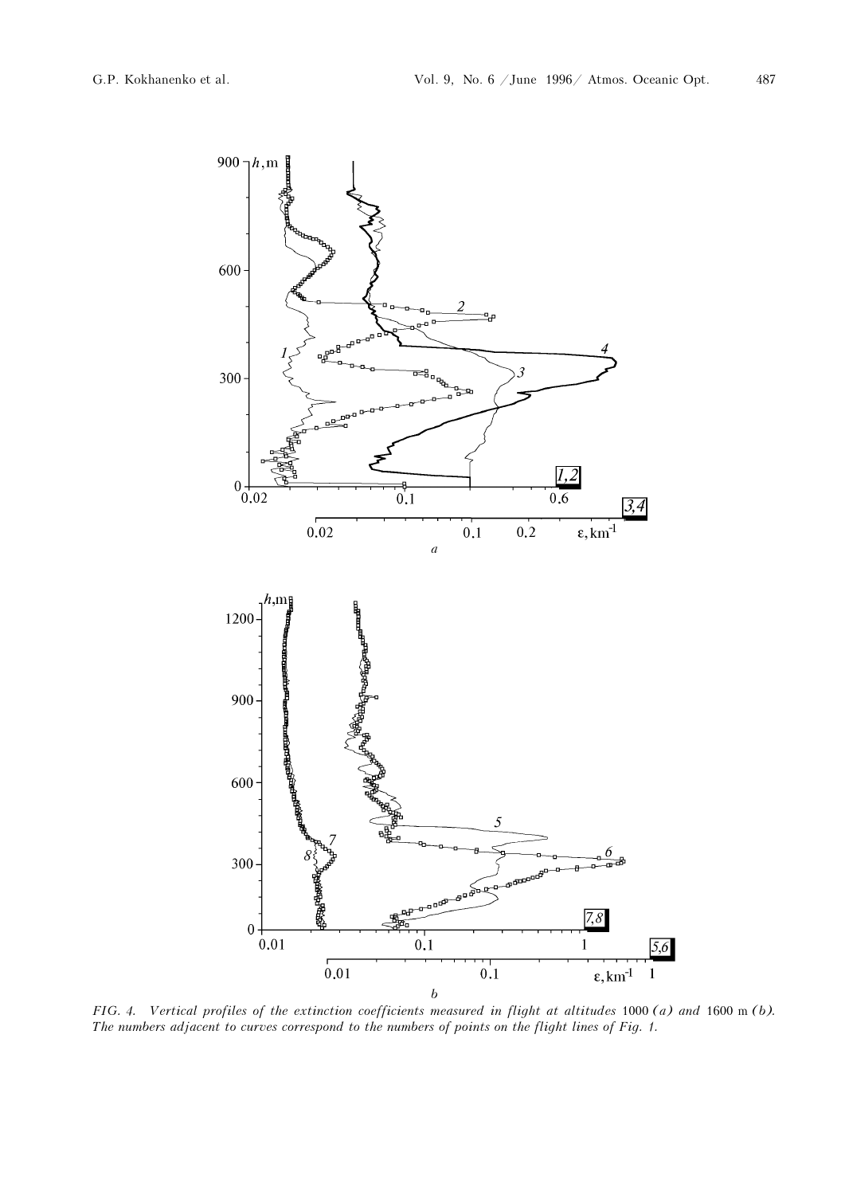*FIG. 4. Vertical profiles of the extinction coefficients measured in flight at altitudes 1000 (a) and 1600 m (b). The numbers adjacent to curves correspond to the numbers of points on the flight lines of Fig. 1.*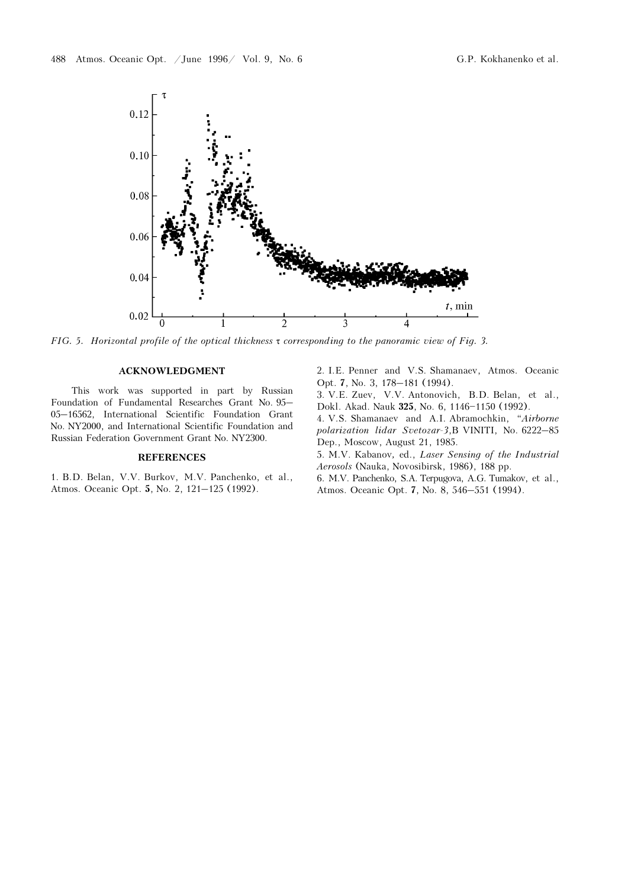τ

0.12

0.10

0.08

0.06

0.04

0.02

0 1 2 3 4

$t$, min

*FIG. 5. Horizontal profile of the optical thickness τ corresponding to the panoramic view of Fig. 3.*

## ACKNOWLEDGMENT

This work was supported in part by Russian Foundation of Fundamental Researches Grant No. 95–05–16562, International Scientific Foundation Grant No. NY2000, and International Scientific Foundation and Russian Federation Government Grant No. NY2300.

## REFERENCES

1. B.D. Belan, V.V. Burkov, M.V. Panchenko, et al., Atmos. Oceanic Opt. **5**, No. 2, 121–125 (1992).
2. I.E. Penner and V.S. Shamanaev, Atmos. Oceanic Opt. **7**, No. 3, 178–181 (1994).
3. V.E. Zuev, V.V. Antonovich, B.D. Belan, et al., Dokl. Akad. Nauk **325**, No. 6, 1146–1150 (1992).
4. V.S. Shamanaev and A.I. Abramochkin, "*Airborne polarization lidar Svetozar-3*,B VINITI, No. 6222–85 Dep., Moscow, August 21, 1985.
5. M.V. Kabanov, ed., *Laser Sensing of the Industrial Aerosols* (Nauka, Novosibirsk, 1986), 188 pp.
6. M.V. Panchenko, S.A. Terpugova, A.G. Tumakov, et al., Atmos. Oceanic Opt. **7**, No. 8, 546–551 (1994).